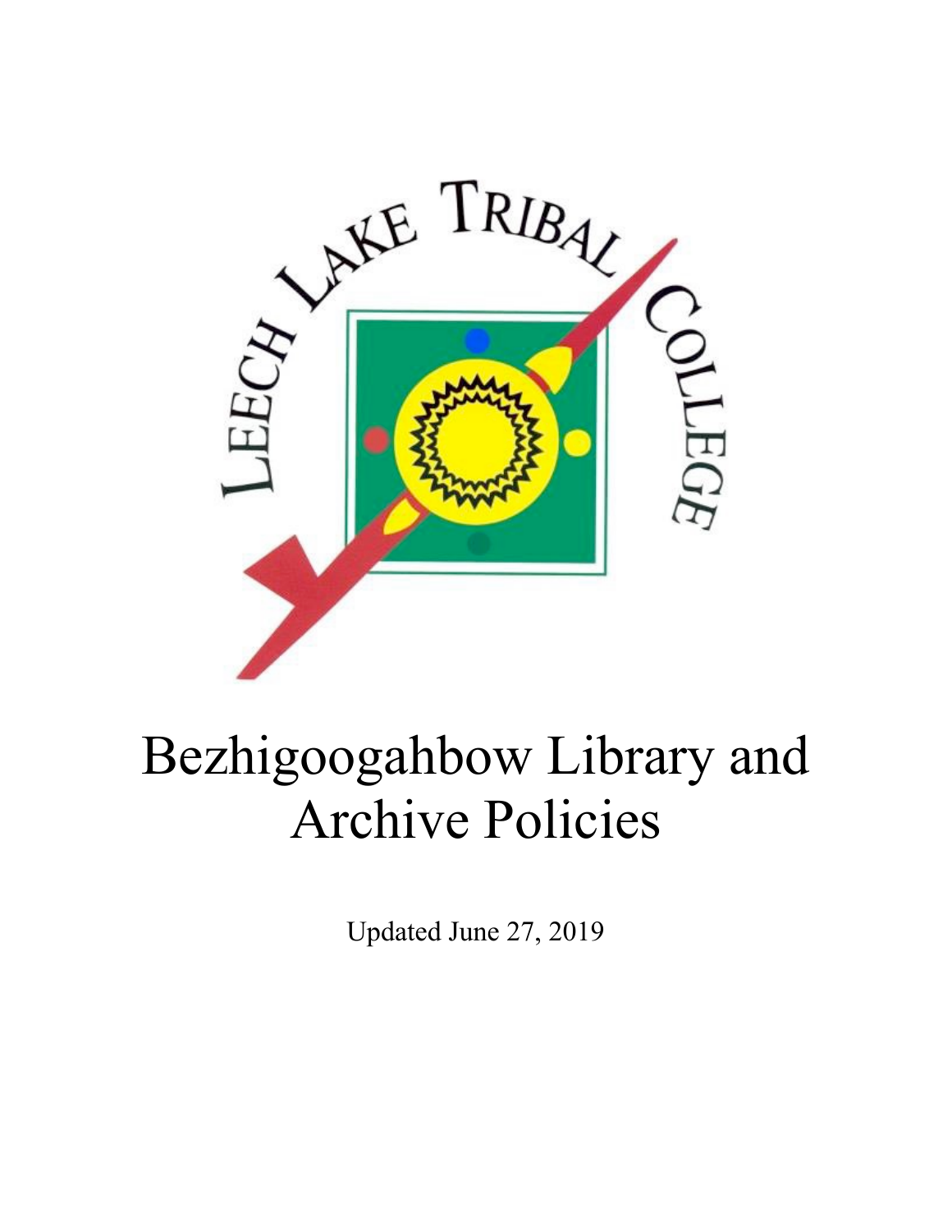LEECH LAKE TRIBAL COLLEGE

# Bezhigoogahbow Library and Archive Policies

Updated June 27, 2019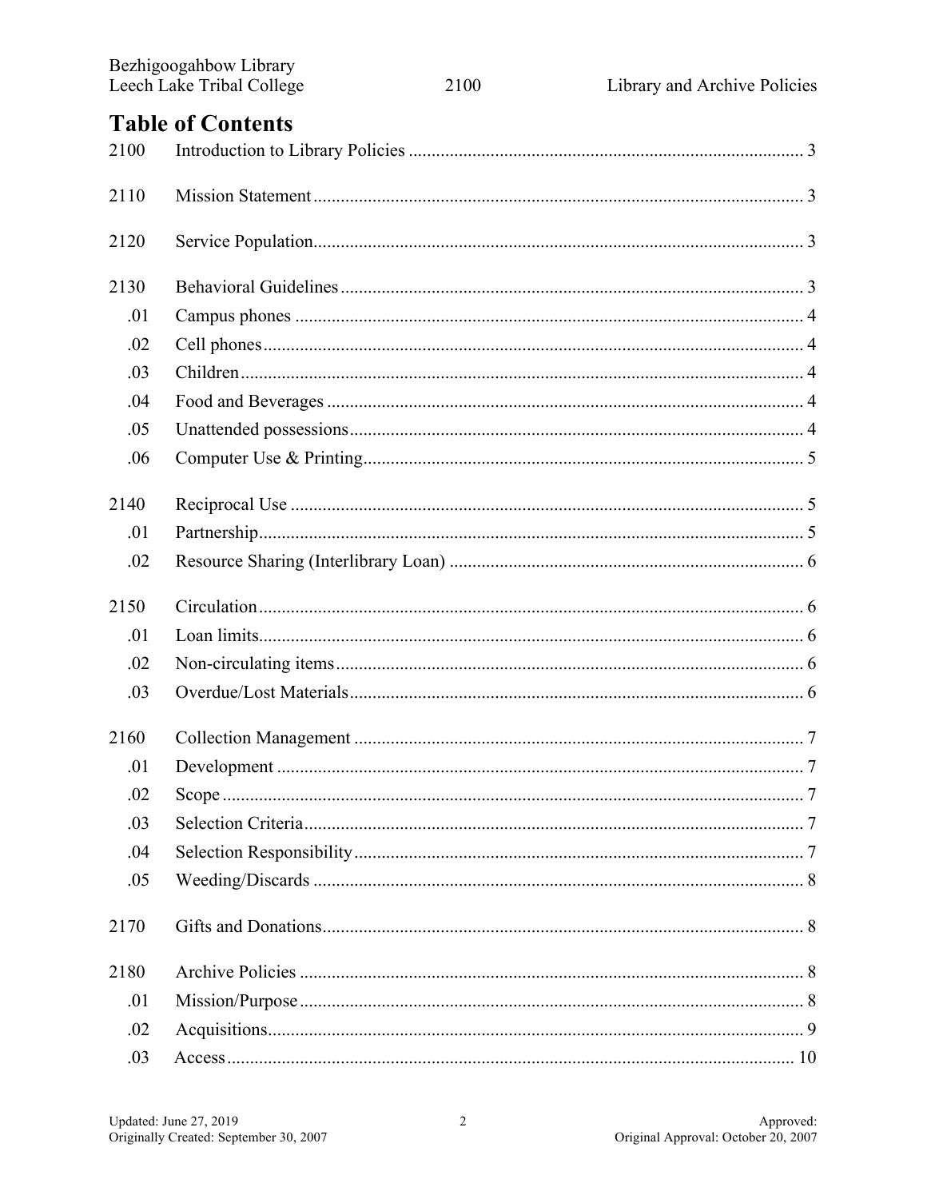# Table of Contents

| | | |
|---|---|---|
| 2100 | Introduction to Library Policies | 3 |
| 2110 | Mission Statement | 3 |
| 2120 | Service Population | 3 |
| 2130 | Behavioral Guidelines | 3 |
| .01 | Campus phones | 4 |
| .02 | Cell phones | 4 |
| .03 | Children | 4 |
| .04 | Food and Beverages | 4 |
| .05 | Unattended possessions | 4 |
| .06 | Computer Use & Printing | 5 |
| 2140 | Reciprocal Use | 5 |
| .01 | Partnership | 5 |
| .02 | Resource Sharing (Interlibrary Loan) | 6 |
| 2150 | Circulation | 6 |
| .01 | Loan limits | 6 |
| .02 | Non-circulating items | 6 |
| .03 | Overdue/Lost Materials | 6 |
| 2160 | Collection Management | 7 |
| .01 | Development | 7 |
| .02 | Scope | 7 |
| .03 | Selection Criteria | 7 |
| .04 | Selection Responsibility | 7 |
| .05 | Weeding/Discards | 8 |
| 2170 | Gifts and Donations | 8 |
| 2180 | Archive Policies | 8 |
| .01 | Mission/Purpose | 8 |
| .02 | Acquisitions | 9 |
| .03 | Access | 10 |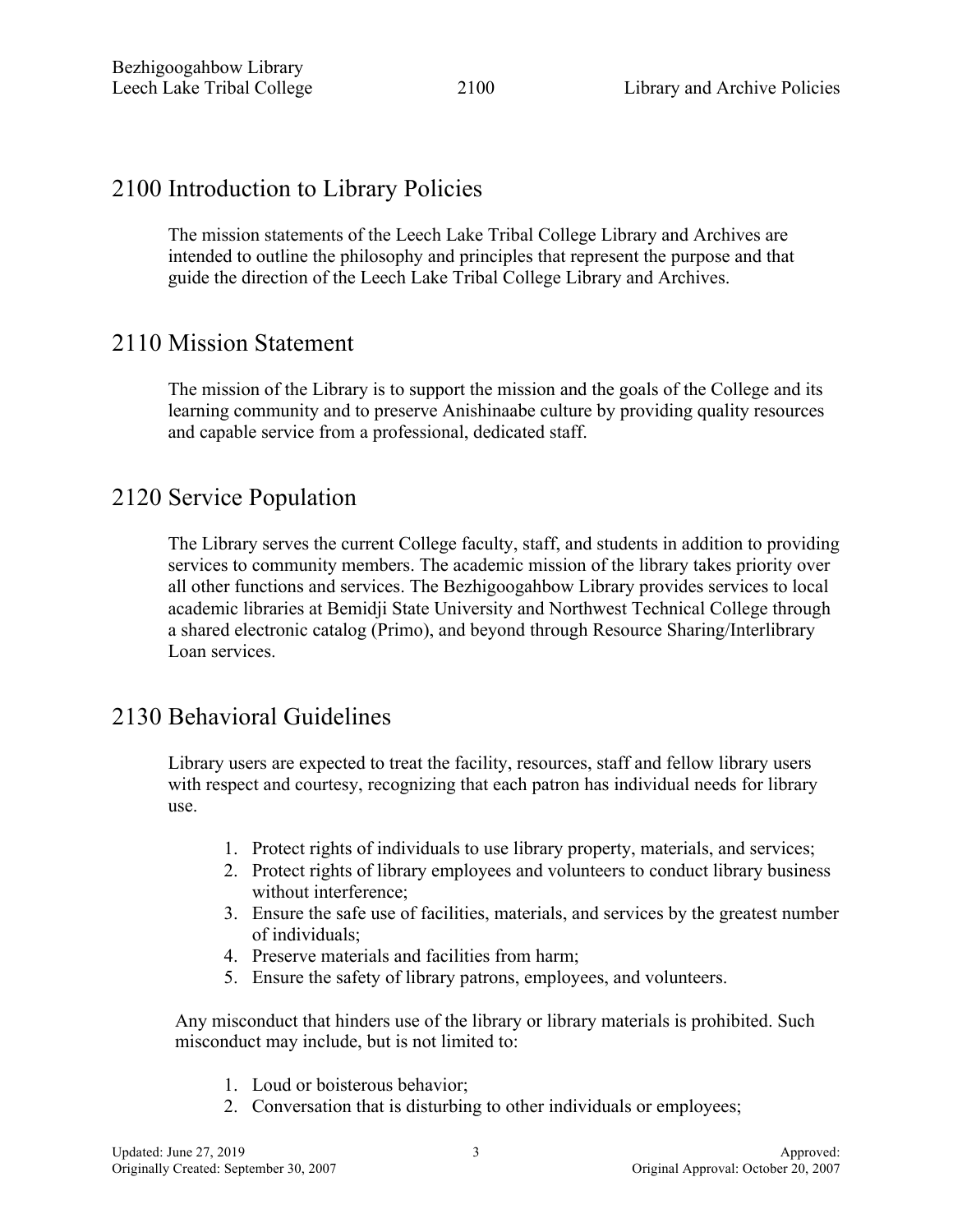## 2100 Introduction to Library Policies

The mission statements of the Leech Lake Tribal College Library and Archives are intended to outline the philosophy and principles that represent the purpose and that guide the direction of the Leech Lake Tribal College Library and Archives.

## 2110 Mission Statement

The mission of the Library is to support the mission and the goals of the College and its learning community and to preserve Anishinaabe culture by providing quality resources and capable service from a professional, dedicated staff.

## 2120 Service Population

The Library serves the current College faculty, staff, and students in addition to providing services to community members. The academic mission of the library takes priority over all other functions and services. The Bezhigoogahbow Library provides services to local academic libraries at Bemidji State University and Northwest Technical College through a shared electronic catalog (Primo), and beyond through Resource Sharing/Interlibrary Loan services.

## 2130 Behavioral Guidelines

Library users are expected to treat the facility, resources, staff and fellow library users with respect and courtesy, recognizing that each patron has individual needs for library use.

1. Protect rights of individuals to use library property, materials, and services;
2. Protect rights of library employees and volunteers to conduct library business without interference;
3. Ensure the safe use of facilities, materials, and services by the greatest number of individuals;
4. Preserve materials and facilities from harm;
5. Ensure the safety of library patrons, employees, and volunteers.

Any misconduct that hinders use of the library or library materials is prohibited. Such misconduct may include, but is not limited to:

1. Loud or boisterous behavior;
2. Conversation that is disturbing to other individuals or employees;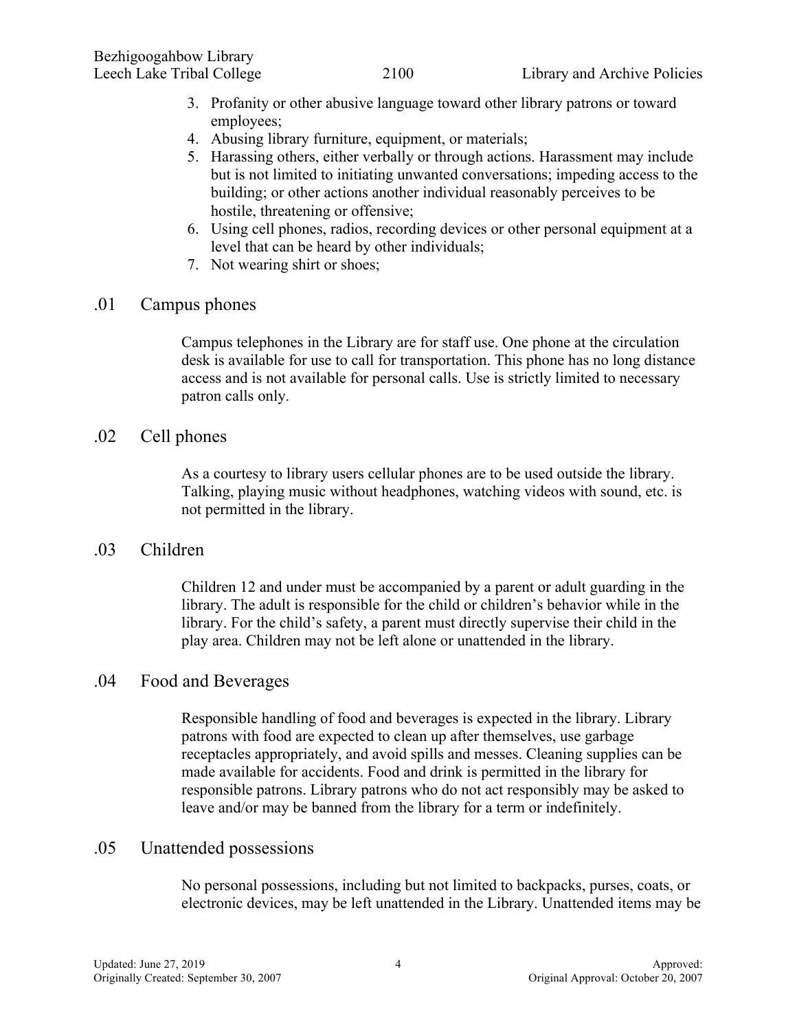3. Profanity or other abusive language toward other library patrons or toward employees;
4. Abusing library furniture, equipment, or materials;
5. Harassing others, either verbally or through actions. Harassment may include but is not limited to initiating unwanted conversations; impeding access to the building; or other actions another individual reasonably perceives to be hostile, threatening or offensive;
6. Using cell phones, radios, recording devices or other personal equipment at a level that can be heard by other individuals;
7. Not wearing shirt or shoes;

## .01 Campus phones

Campus telephones in the Library are for staff use. One phone at the circulation desk is available for use to call for transportation. This phone has no long distance access and is not available for personal calls. Use is strictly limited to necessary patron calls only.

## .02 Cell phones

As a courtesy to library users cellular phones are to be used outside the library. Talking, playing music without headphones, watching videos with sound, etc. is not permitted in the library.

## .03 Children

Children 12 and under must be accompanied by a parent or adult guarding in the library. The adult is responsible for the child or children's behavior while in the library. For the child's safety, a parent must directly supervise their child in the play area. Children may not be left alone or unattended in the library.

## .04 Food and Beverages

Responsible handling of food and beverages is expected in the library. Library patrons with food are expected to clean up after themselves, use garbage receptacles appropriately, and avoid spills and messes. Cleaning supplies can be made available for accidents. Food and drink is permitted in the library for responsible patrons. Library patrons who do not act responsibly may be asked to leave and/or may be banned from the library for a term or indefinitely.

## .05 Unattended possessions

No personal possessions, including but not limited to backpacks, purses, coats, or electronic devices, may be left unattended in the Library. Unattended items may be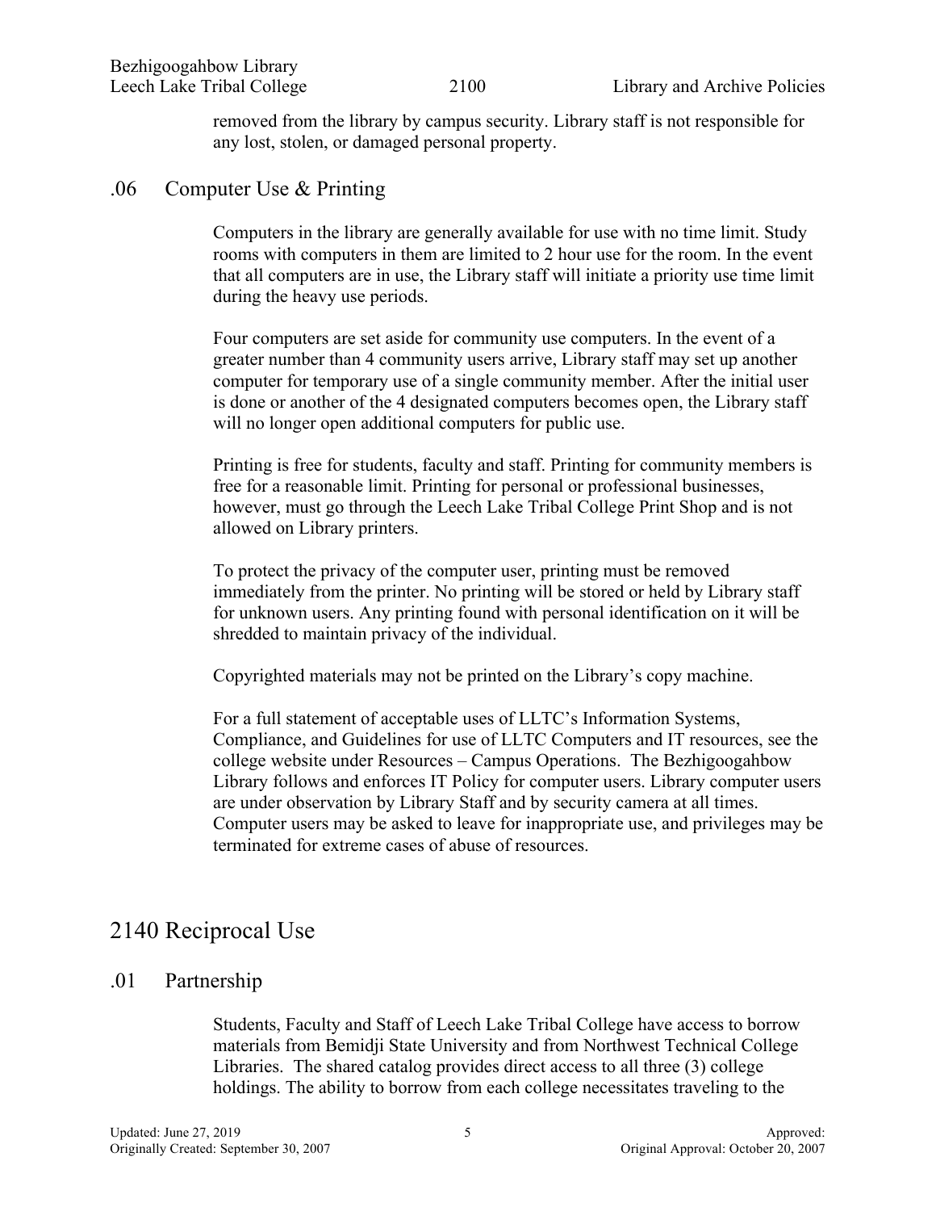removed from the library by campus security. Library staff is not responsible for any lost, stolen, or damaged personal property.

## .06 Computer Use & Printing

Computers in the library are generally available for use with no time limit. Study rooms with computers in them are limited to 2 hour use for the room. In the event that all computers are in use, the Library staff will initiate a priority use time limit during the heavy use periods.

Four computers are set aside for community use computers. In the event of a greater number than 4 community users arrive, Library staff may set up another computer for temporary use of a single community member. After the initial user is done or another of the 4 designated computers becomes open, the Library staff will no longer open additional computers for public use.

Printing is free for students, faculty and staff. Printing for community members is free for a reasonable limit. Printing for personal or professional businesses, however, must go through the Leech Lake Tribal College Print Shop and is not allowed on Library printers.

To protect the privacy of the computer user, printing must be removed immediately from the printer. No printing will be stored or held by Library staff for unknown users. Any printing found with personal identification on it will be shredded to maintain privacy of the individual.

Copyrighted materials may not be printed on the Library's copy machine.

For a full statement of acceptable uses of LLTC's Information Systems, Compliance, and Guidelines for use of LLTC Computers and IT resources, see the college website under Resources – Campus Operations. The Bezhigoogahbow Library follows and enforces IT Policy for computer users. Library computer users are under observation by Library Staff and by security camera at all times. Computer users may be asked to leave for inappropriate use, and privileges may be terminated for extreme cases of abuse of resources.

# 2140 Reciprocal Use

## .01 Partnership

Students, Faculty and Staff of Leech Lake Tribal College have access to borrow materials from Bemidji State University and from Northwest Technical College Libraries. The shared catalog provides direct access to all three (3) college holdings. The ability to borrow from each college necessitates traveling to the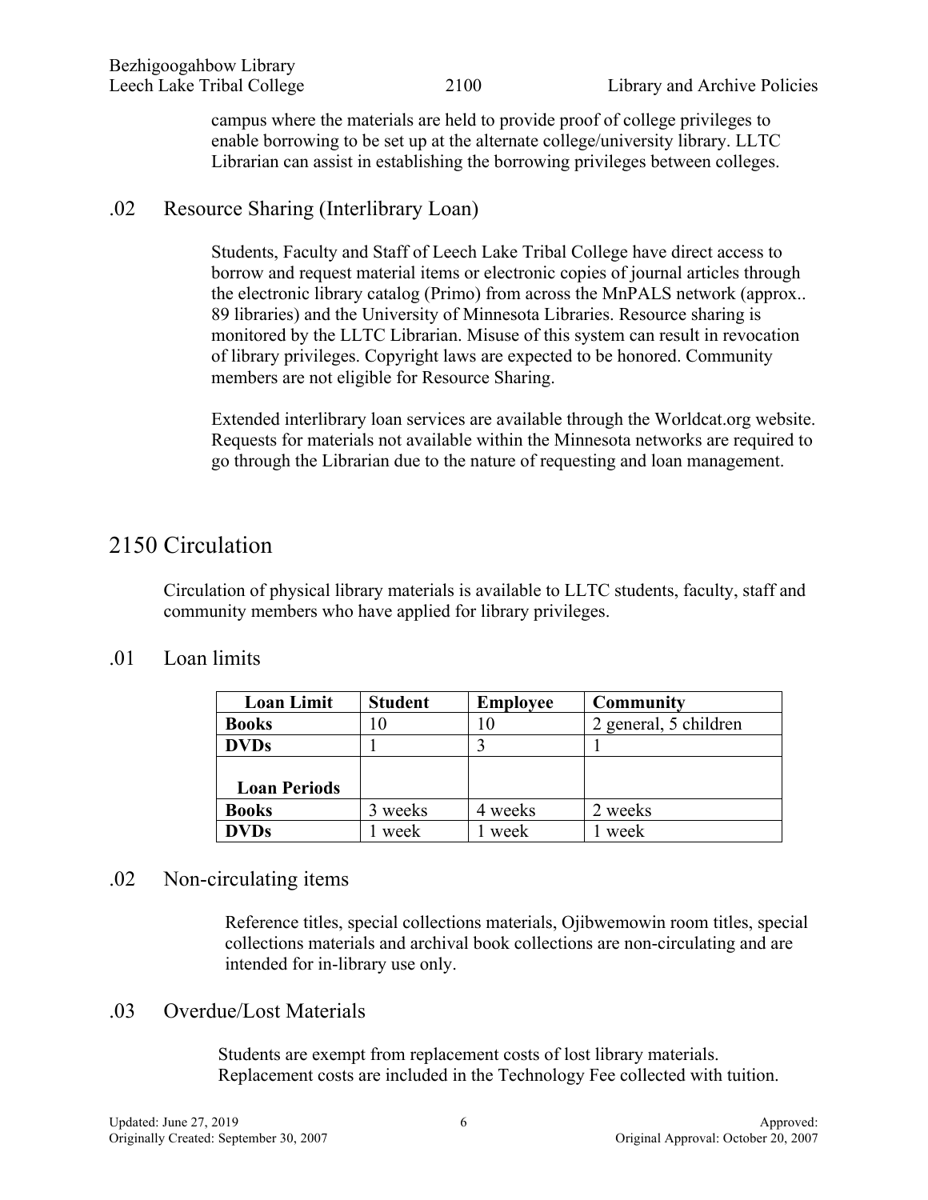campus where the materials are held to provide proof of college privileges to enable borrowing to be set up at the alternate college/university library. LLTC Librarian can assist in establishing the borrowing privileges between colleges.

### .02 Resource Sharing (Interlibrary Loan)

Students, Faculty and Staff of Leech Lake Tribal College have direct access to borrow and request material items or electronic copies of journal articles through the electronic library catalog (Primo) from across the MnPALS network (approx.. 89 libraries) and the University of Minnesota Libraries. Resource sharing is monitored by the LLTC Librarian. Misuse of this system can result in revocation of library privileges. Copyright laws are expected to be honored. Community members are not eligible for Resource Sharing.

Extended interlibrary loan services are available through the Worldcat.org website. Requests for materials not available within the Minnesota networks are required to go through the Librarian due to the nature of requesting and loan management.

## 2150 Circulation

Circulation of physical library materials is available to LLTC students, faculty, staff and community members who have applied for library privileges.

### .01 Loan limits

| Loan Limit | Student | Employee | Community |
|---|---|---|---|
| **Books** | 10 | 10 | 2 general, 5 children |
| **DVDs** | 1 | 3 | 1 |
| **Loan Periods** | | | |
| **Books** | 3 weeks | 4 weeks | 2 weeks |
| **DVDs** | 1 week | 1 week | 1 week |

### .02 Non-circulating items

Reference titles, special collections materials, Ojibwemowin room titles, special collections materials and archival book collections are non-circulating and are intended for in-library use only.

### .03 Overdue/Lost Materials

Students are exempt from replacement costs of lost library materials. Replacement costs are included in the Technology Fee collected with tuition.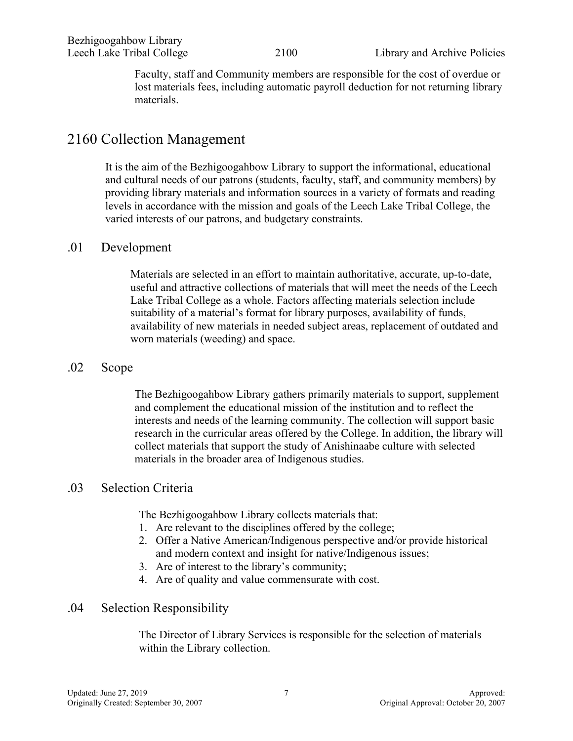Faculty, staff and Community members are responsible for the cost of overdue or lost materials fees, including automatic payroll deduction for not returning library materials.

# 2160 Collection Management

It is the aim of the Bezhigoogahbow Library to support the informational, educational and cultural needs of our patrons (students, faculty, staff, and community members) by providing library materials and information sources in a variety of formats and reading levels in accordance with the mission and goals of the Leech Lake Tribal College, the varied interests of our patrons, and budgetary constraints.

## .01 Development

Materials are selected in an effort to maintain authoritative, accurate, up-to-date, useful and attractive collections of materials that will meet the needs of the Leech Lake Tribal College as a whole. Factors affecting materials selection include suitability of a material's format for library purposes, availability of funds, availability of new materials in needed subject areas, replacement of outdated and worn materials (weeding) and space.

## .02 Scope

The Bezhigoogahbow Library gathers primarily materials to support, supplement and complement the educational mission of the institution and to reflect the interests and needs of the learning community. The collection will support basic research in the curricular areas offered by the College. In addition, the library will collect materials that support the study of Anishinaabe culture with selected materials in the broader area of Indigenous studies.

## .03 Selection Criteria

The Bezhigoogahbow Library collects materials that:

1. Are relevant to the disciplines offered by the college;
2. Offer a Native American/Indigenous perspective and/or provide historical and modern context and insight for native/Indigenous issues;
3. Are of interest to the library's community;
4. Are of quality and value commensurate with cost.

## .04 Selection Responsibility

The Director of Library Services is responsible for the selection of materials within the Library collection.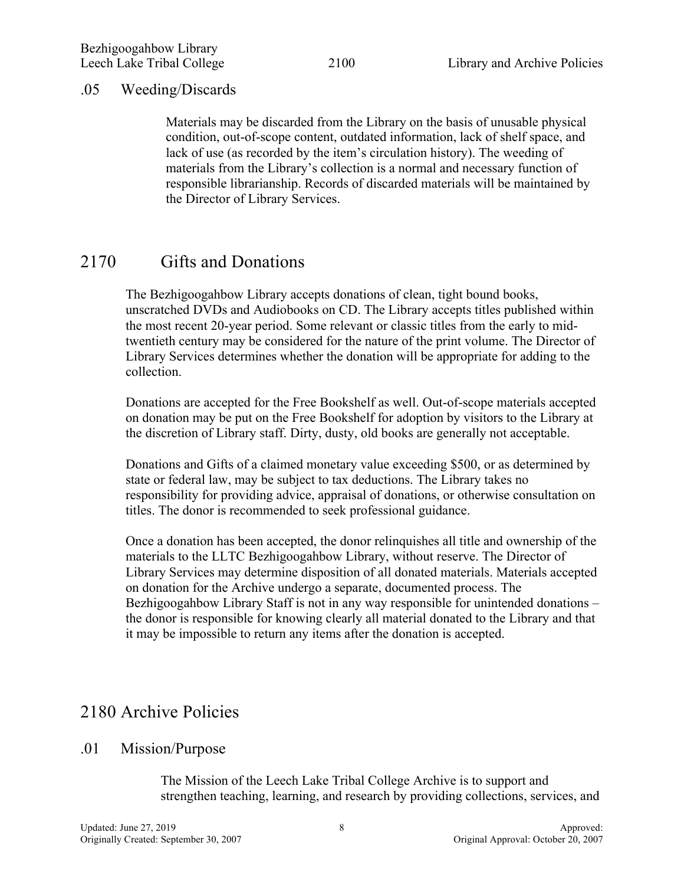### .05 Weeding/Discards

Materials may be discarded from the Library on the basis of unusable physical condition, out-of-scope content, outdated information, lack of shelf space, and lack of use (as recorded by the item's circulation history). The weeding of materials from the Library's collection is a normal and necessary function of responsible librarianship. Records of discarded materials will be maintained by the Director of Library Services.

## 2170 Gifts and Donations

The Bezhigoogahbow Library accepts donations of clean, tight bound books, unscratched DVDs and Audiobooks on CD. The Library accepts titles published within the most recent 20-year period. Some relevant or classic titles from the early to mid-twentieth century may be considered for the nature of the print volume. The Director of Library Services determines whether the donation will be appropriate for adding to the collection.

Donations are accepted for the Free Bookshelf as well. Out-of-scope materials accepted on donation may be put on the Free Bookshelf for adoption by visitors to the Library at the discretion of Library staff. Dirty, dusty, old books are generally not acceptable.

Donations and Gifts of a claimed monetary value exceeding $500, or as determined by state or federal law, may be subject to tax deductions. The Library takes no responsibility for providing advice, appraisal of donations, or otherwise consultation on titles. The donor is recommended to seek professional guidance.

Once a donation has been accepted, the donor relinquishes all title and ownership of the materials to the LLTC Bezhigoogahbow Library, without reserve. The Director of Library Services may determine disposition of all donated materials. Materials accepted on donation for the Archive undergo a separate, documented process. The Bezhigoogahbow Library Staff is not in any way responsible for unintended donations – the donor is responsible for knowing clearly all material donated to the Library and that it may be impossible to return any items after the donation is accepted.

## 2180 Archive Policies

### .01 Mission/Purpose

The Mission of the Leech Lake Tribal College Archive is to support and strengthen teaching, learning, and research by providing collections, services, and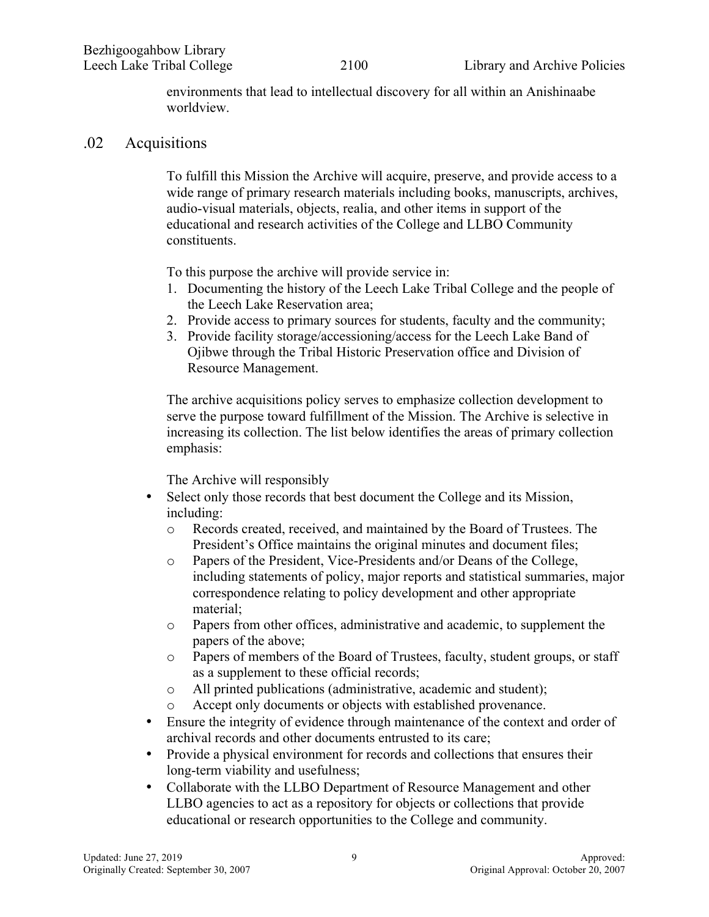environments that lead to intellectual discovery for all within an Anishinaabe worldview.

## .02 Acquisitions

To fulfill this Mission the Archive will acquire, preserve, and provide access to a wide range of primary research materials including books, manuscripts, archives, audio-visual materials, objects, realia, and other items in support of the educational and research activities of the College and LLBO Community constituents.

To this purpose the archive will provide service in:

1. Documenting the history of the Leech Lake Tribal College and the people of the Leech Lake Reservation area;
2. Provide access to primary sources for students, faculty and the community;
3. Provide facility storage/accessioning/access for the Leech Lake Band of Ojibwe through the Tribal Historic Preservation office and Division of Resource Management.

The archive acquisitions policy serves to emphasize collection development to serve the purpose toward fulfillment of the Mission. The Archive is selective in increasing its collection. The list below identifies the areas of primary collection emphasis:

The Archive will responsibly

- Select only those records that best document the College and its Mission, including:
  - Records created, received, and maintained by the Board of Trustees. The President's Office maintains the original minutes and document files;
  - Papers of the President, Vice-Presidents and/or Deans of the College, including statements of policy, major reports and statistical summaries, major correspondence relating to policy development and other appropriate material;
  - Papers from other offices, administrative and academic, to supplement the papers of the above;
  - Papers of members of the Board of Trustees, faculty, student groups, or staff as a supplement to these official records;
  - All printed publications (administrative, academic and student);
  - Accept only documents or objects with established provenance.
- Ensure the integrity of evidence through maintenance of the context and order of archival records and other documents entrusted to its care;
- Provide a physical environment for records and collections that ensures their long-term viability and usefulness;
- Collaborate with the LLBO Department of Resource Management and other LLBO agencies to act as a repository for objects or collections that provide educational or research opportunities to the College and community.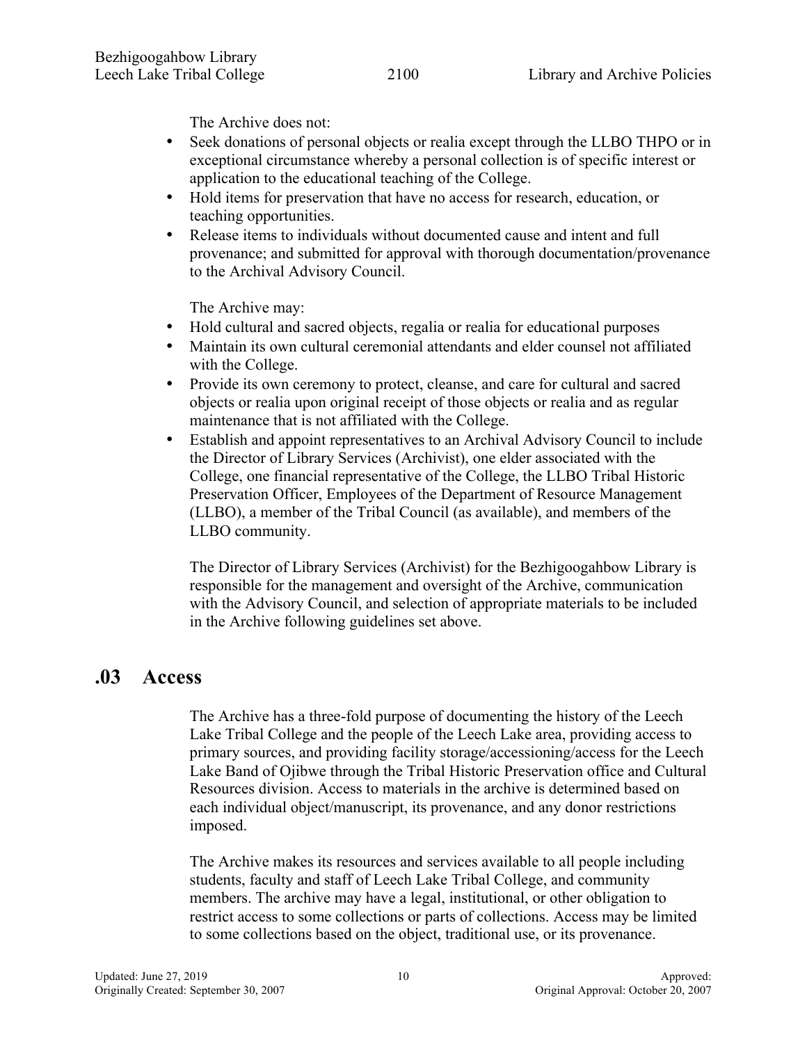The Archive does not:

- Seek donations of personal objects or realia except through the LLBO THPO or in exceptional circumstance whereby a personal collection is of specific interest or application to the educational teaching of the College.
- Hold items for preservation that have no access for research, education, or teaching opportunities.
- Release items to individuals without documented cause and intent and full provenance; and submitted for approval with thorough documentation/provenance to the Archival Advisory Council.

The Archive may:

- Hold cultural and sacred objects, regalia or realia for educational purposes
- Maintain its own cultural ceremonial attendants and elder counsel not affiliated with the College.
- Provide its own ceremony to protect, cleanse, and care for cultural and sacred objects or realia upon original receipt of those objects or realia and as regular maintenance that is not affiliated with the College.
- Establish and appoint representatives to an Archival Advisory Council to include the Director of Library Services (Archivist), one elder associated with the College, one financial representative of the College, the LLBO Tribal Historic Preservation Officer, Employees of the Department of Resource Management (LLBO), a member of the Tribal Council (as available), and members of the LLBO community.

The Director of Library Services (Archivist) for the Bezhigoogahbow Library is responsible for the management and oversight of the Archive, communication with the Advisory Council, and selection of appropriate materials to be included in the Archive following guidelines set above.

## .03 Access

The Archive has a three-fold purpose of documenting the history of the Leech Lake Tribal College and the people of the Leech Lake area, providing access to primary sources, and providing facility storage/accessioning/access for the Leech Lake Band of Ojibwe through the Tribal Historic Preservation office and Cultural Resources division. Access to materials in the archive is determined based on each individual object/manuscript, its provenance, and any donor restrictions imposed.

The Archive makes its resources and services available to all people including students, faculty and staff of Leech Lake Tribal College, and community members. The archive may have a legal, institutional, or other obligation to restrict access to some collections or parts of collections. Access may be limited to some collections based on the object, traditional use, or its provenance.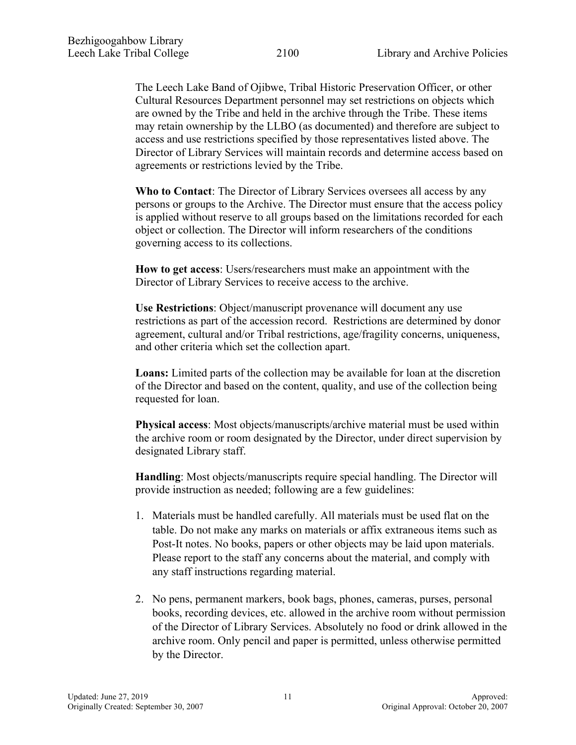The Leech Lake Band of Ojibwe, Tribal Historic Preservation Officer, or other Cultural Resources Department personnel may set restrictions on objects which are owned by the Tribe and held in the archive through the Tribe. These items may retain ownership by the LLBO (as documented) and therefore are subject to access and use restrictions specified by those representatives listed above. The Director of Library Services will maintain records and determine access based on agreements or restrictions levied by the Tribe.

**Who to Contact**: The Director of Library Services oversees all access by any persons or groups to the Archive. The Director must ensure that the access policy is applied without reserve to all groups based on the limitations recorded for each object or collection. The Director will inform researchers of the conditions governing access to its collections.

**How to get access**: Users/researchers must make an appointment with the Director of Library Services to receive access to the archive.

**Use Restrictions**: Object/manuscript provenance will document any use restrictions as part of the accession record. Restrictions are determined by donor agreement, cultural and/or Tribal restrictions, age/fragility concerns, uniqueness, and other criteria which set the collection apart.

**Loans:** Limited parts of the collection may be available for loan at the discretion of the Director and based on the content, quality, and use of the collection being requested for loan.

**Physical access**: Most objects/manuscripts/archive material must be used within the archive room or room designated by the Director, under direct supervision by designated Library staff.

**Handling**: Most objects/manuscripts require special handling. The Director will provide instruction as needed; following are a few guidelines:

1. Materials must be handled carefully. All materials must be used flat on the table. Do not make any marks on materials or affix extraneous items such as Post-It notes. No books, papers or other objects may be laid upon materials. Please report to the staff any concerns about the material, and comply with any staff instructions regarding material.

2. No pens, permanent markers, book bags, phones, cameras, purses, personal books, recording devices, etc. allowed in the archive room without permission of the Director of Library Services. Absolutely no food or drink allowed in the archive room. Only pencil and paper is permitted, unless otherwise permitted by the Director.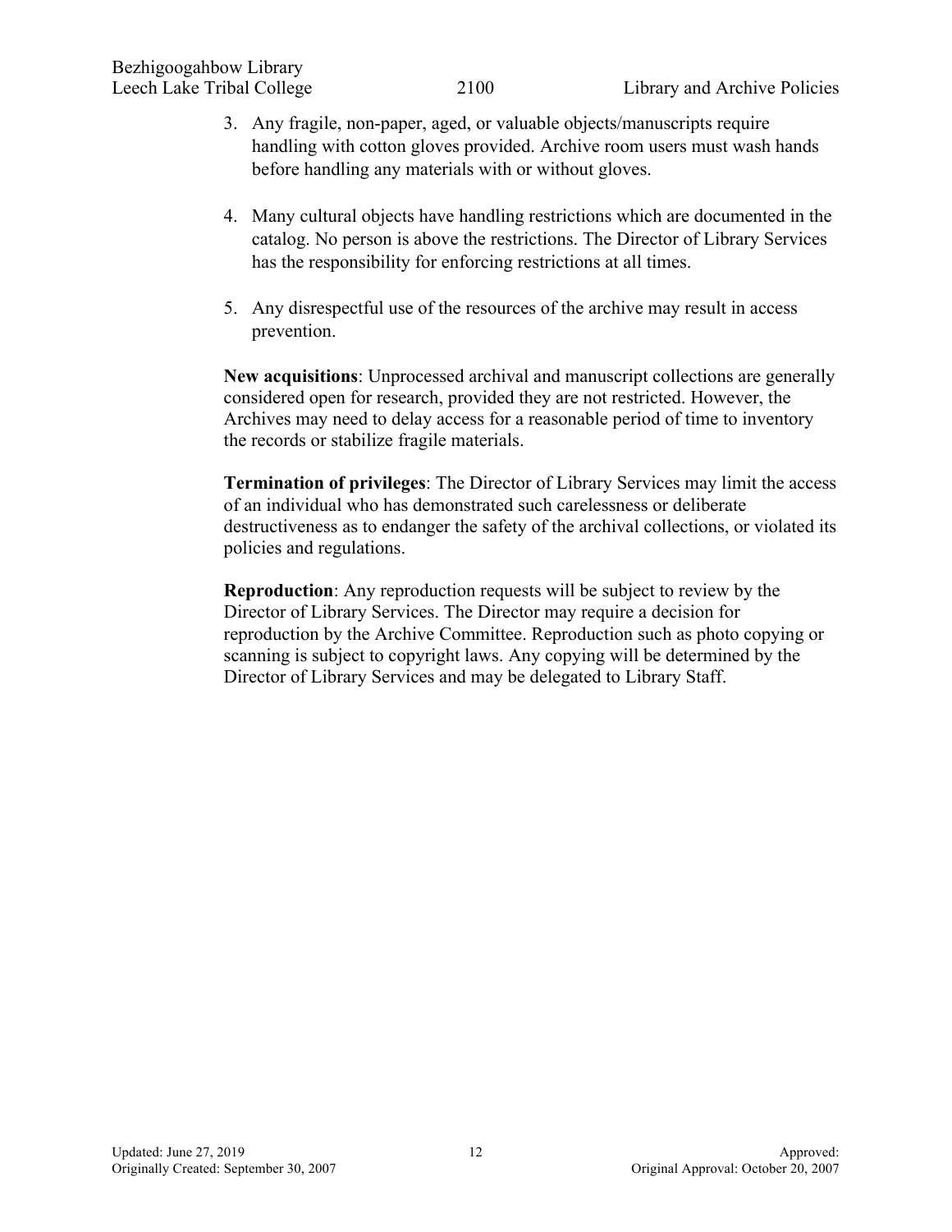3. Any fragile, non-paper, aged, or valuable objects/manuscripts require handling with cotton gloves provided. Archive room users must wash hands before handling any materials with or without gloves.

4. Many cultural objects have handling restrictions which are documented in the catalog. No person is above the restrictions. The Director of Library Services has the responsibility for enforcing restrictions at all times.

5. Any disrespectful use of the resources of the archive may result in access prevention.

**New acquisitions**: Unprocessed archival and manuscript collections are generally considered open for research, provided they are not restricted. However, the Archives may need to delay access for a reasonable period of time to inventory the records or stabilize fragile materials.

**Termination of privileges**: The Director of Library Services may limit the access of an individual who has demonstrated such carelessness or deliberate destructiveness as to endanger the safety of the archival collections, or violated its policies and regulations.

**Reproduction**: Any reproduction requests will be subject to review by the Director of Library Services. The Director may require a decision for reproduction by the Archive Committee. Reproduction such as photo copying or scanning is subject to copyright laws. Any copying will be determined by the Director of Library Services and may be delegated to Library Staff.